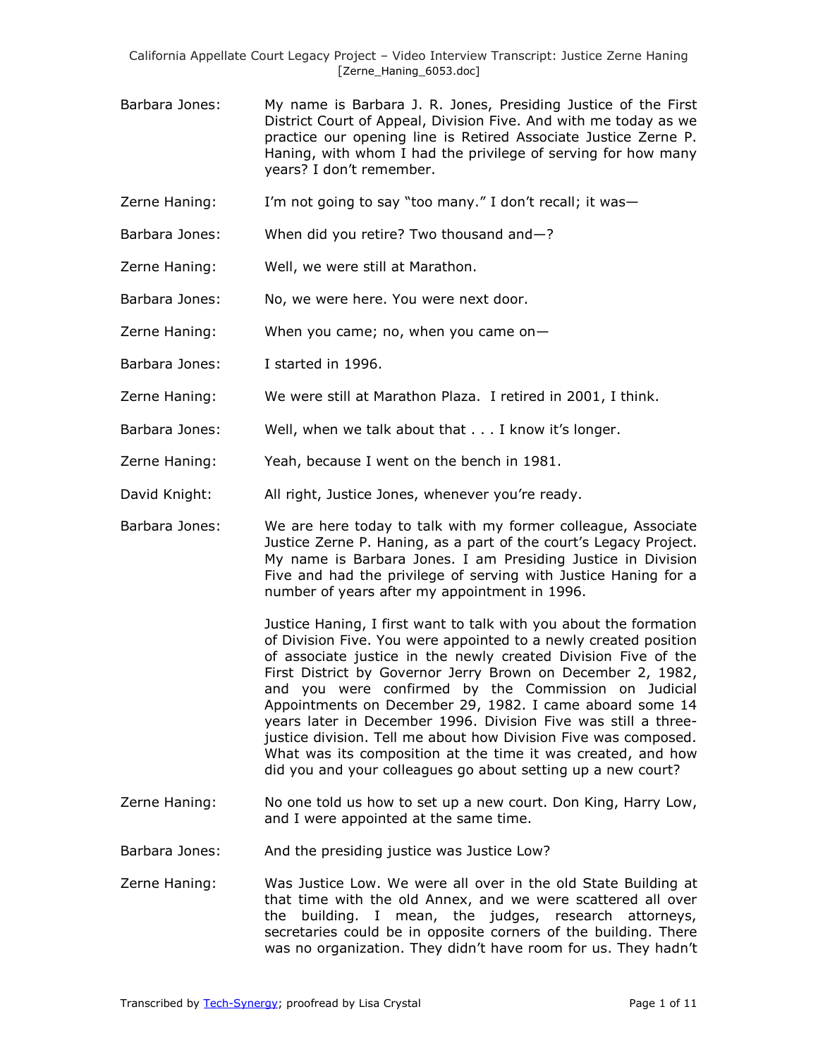Barbara Jones: My name is Barbara J. R. Jones, Presiding Justice of the First District Court of Appeal, Division Five. And with me today as we practice our opening line is Retired Associate Justice Zerne P. Haning, with whom I had the privilege of serving for how many years? I don't remember.

Zerne Haning: I'm not going to say "too many." I don't recall; it was—

Barbara Jones: When did you retire? Two thousand and—?

Zerne Haning: Well, we were still at Marathon.

Barbara Jones: No, we were here. You were next door.

Zerne Haning: When you came; no, when you came on—

Barbara Jones: I started in 1996.

Zerne Haning: We were still at Marathon Plaza. I retired in 2001, I think.

Barbara Jones: Well, when we talk about that . . . I know it's longer.

Zerne Haning: Yeah, because I went on the bench in 1981.

David Knight: All right, Justice Jones, whenever you're ready.

Barbara Jones: We are here today to talk with my former colleague, Associate Justice Zerne P. Haning, as a part of the court's Legacy Project. My name is Barbara Jones. I am Presiding Justice in Division Five and had the privilege of serving with Justice Haning for a number of years after my appointment in 1996.

Justice Haning, I first want to talk with you about the formation of Division Five. You were appointed to a newly created position of associate justice in the newly created Division Five of the First District by Governor Jerry Brown on December 2, 1982, and you were confirmed by the Commission on Judicial Appointments on December 29, 1982. I came aboard some 14 years later in December 1996. Division Five was still a three-justice division. Tell me about how Division Five was composed. What was its composition at the time it was created, and how did you and your colleagues go about setting up a new court?

Zerne Haning: No one told us how to set up a new court. Don King, Harry Low, and I were appointed at the same time.

Barbara Jones: And the presiding justice was Justice Low?

Zerne Haning: Was Justice Low. We were all over in the old State Building at that time with the old Annex, and we were scattered all over the building. I mean, the judges, research attorneys, secretaries could be in opposite corners of the building. There was no organization. They didn't have room for us. They hadn't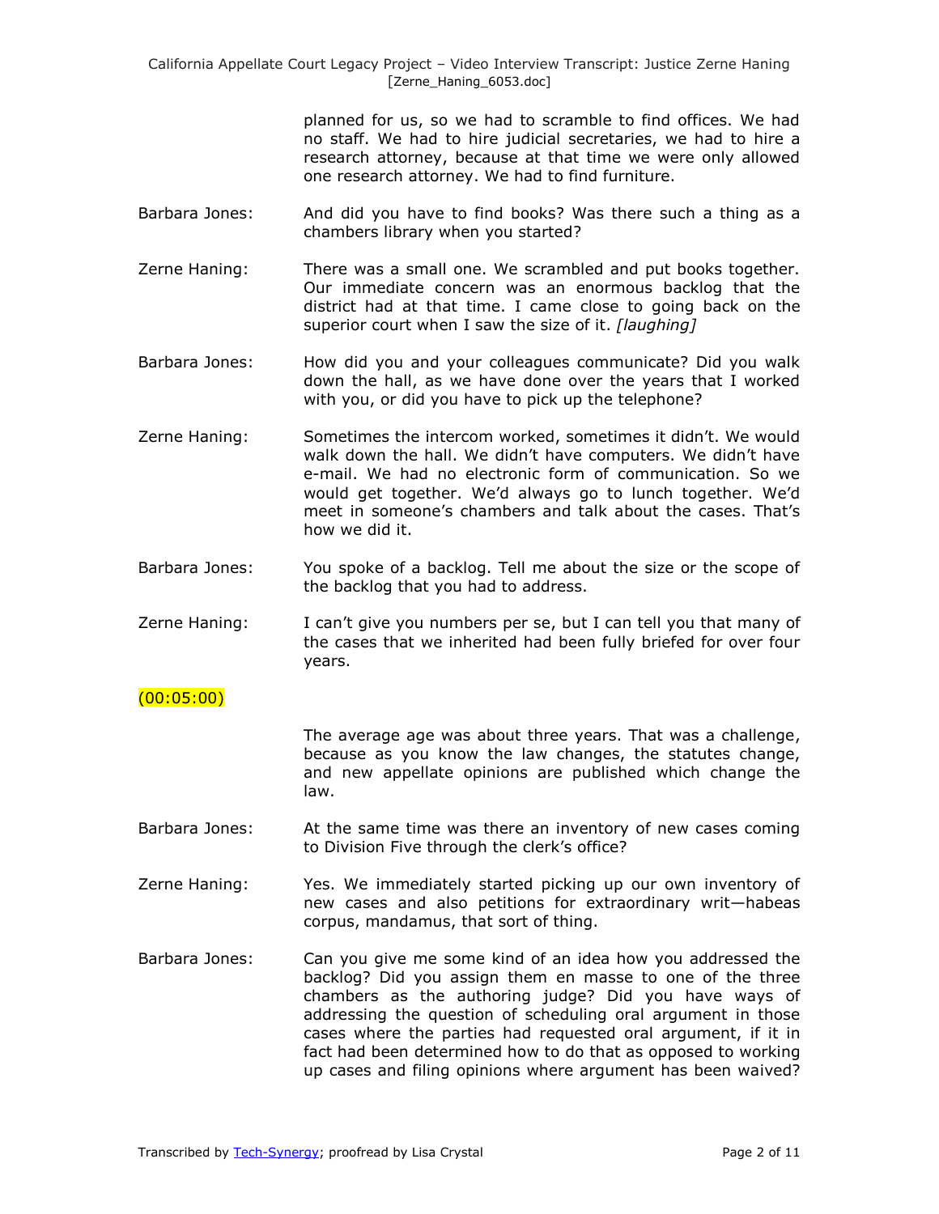planned for us, so we had to scramble to find offices. We had no staff. We had to hire judicial secretaries, we had to hire a research attorney, because at that time we were only allowed one research attorney. We had to find furniture.

Barbara Jones: And did you have to find books? Was there such a thing as a chambers library when you started?

Zerne Haning: There was a small one. We scrambled and put books together. Our immediate concern was an enormous backlog that the district had at that time. I came close to going back on the superior court when I saw the size of it. *[laughing]*

Barbara Jones: How did you and your colleagues communicate? Did you walk down the hall, as we have done over the years that I worked with you, or did you have to pick up the telephone?

Zerne Haning: Sometimes the intercom worked, sometimes it didn't. We would walk down the hall. We didn't have computers. We didn't have e-mail. We had no electronic form of communication. So we would get together. We'd always go to lunch together. We'd meet in someone's chambers and talk about the cases. That's how we did it.

Barbara Jones: You spoke of a backlog. Tell me about the size or the scope of the backlog that you had to address.

Zerne Haning: I can't give you numbers per se, but I can tell you that many of the cases that we inherited had been fully briefed for over four years.

(00:05:00)

The average age was about three years. That was a challenge, because as you know the law changes, the statutes change, and new appellate opinions are published which change the law.

Barbara Jones: At the same time was there an inventory of new cases coming to Division Five through the clerk's office?

Zerne Haning: Yes. We immediately started picking up our own inventory of new cases and also petitions for extraordinary writ—habeas corpus, mandamus, that sort of thing.

Barbara Jones: Can you give me some kind of an idea how you addressed the backlog? Did you assign them en masse to one of the three chambers as the authoring judge? Did you have ways of addressing the question of scheduling oral argument in those cases where the parties had requested oral argument, if it in fact had been determined how to do that as opposed to working up cases and filing opinions where argument has been waived?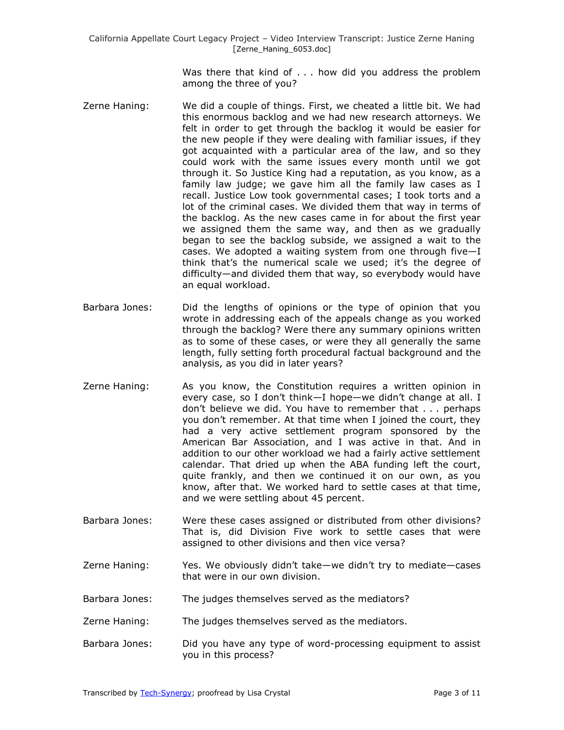Was there that kind of . . . how did you address the problem among the three of you?

Zerne Haning: We did a couple of things. First, we cheated a little bit. We had this enormous backlog and we had new research attorneys. We felt in order to get through the backlog it would be easier for the new people if they were dealing with familiar issues, if they got acquainted with a particular area of the law, and so they could work with the same issues every month until we got through it. So Justice King had a reputation, as you know, as a family law judge; we gave him all the family law cases as I recall. Justice Low took governmental cases; I took torts and a lot of the criminal cases. We divided them that way in terms of the backlog. As the new cases came in for about the first year we assigned them the same way, and then as we gradually began to see the backlog subside, we assigned a wait to the cases. We adopted a waiting system from one through five—I think that's the numerical scale we used; it's the degree of difficulty—and divided them that way, so everybody would have an equal workload.

Barbara Jones: Did the lengths of opinions or the type of opinion that you wrote in addressing each of the appeals change as you worked through the backlog? Were there any summary opinions written as to some of these cases, or were they all generally the same length, fully setting forth procedural factual background and the analysis, as you did in later years?

Zerne Haning: As you know, the Constitution requires a written opinion in every case, so I don't think—I hope—we didn't change at all. I don't believe we did. You have to remember that . . . perhaps you don't remember. At that time when I joined the court, they had a very active settlement program sponsored by the American Bar Association, and I was active in that. And in addition to our other workload we had a fairly active settlement calendar. That dried up when the ABA funding left the court, quite frankly, and then we continued it on our own, as you know, after that. We worked hard to settle cases at that time, and we were settling about 45 percent.

Barbara Jones: Were these cases assigned or distributed from other divisions? That is, did Division Five work to settle cases that were assigned to other divisions and then vice versa?

Zerne Haning: Yes. We obviously didn't take—we didn't try to mediate—cases that were in our own division.

Barbara Jones: The judges themselves served as the mediators?

Zerne Haning: The judges themselves served as the mediators.

Barbara Jones: Did you have any type of word-processing equipment to assist you in this process?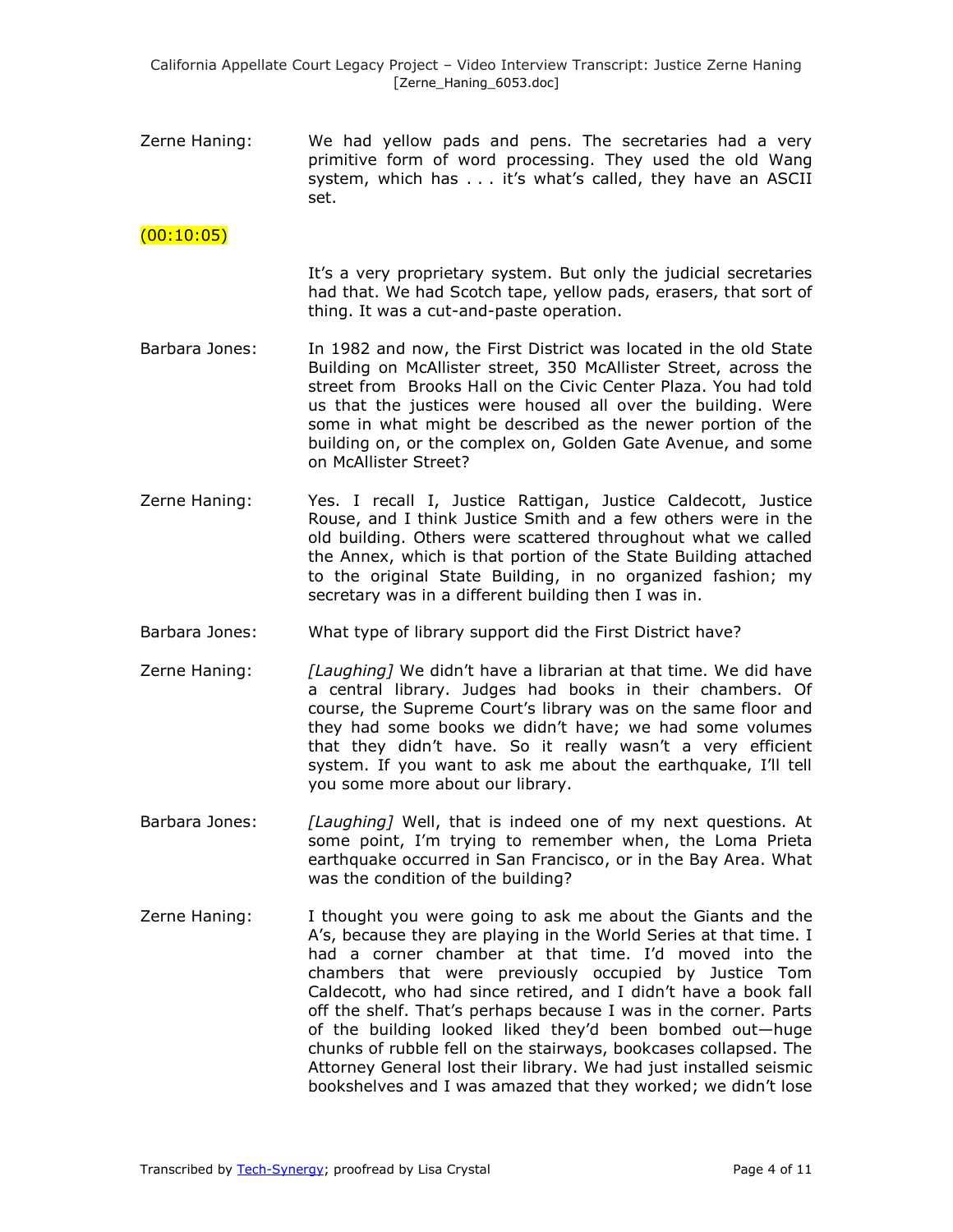Zerne Haning: We had yellow pads and pens. The secretaries had a very primitive form of word processing. They used the old Wang system, which has . . . it's what's called, they have an ASCII set.

(00:10:05)

It's a very proprietary system. But only the judicial secretaries had that. We had Scotch tape, yellow pads, erasers, that sort of thing. It was a cut-and-paste operation.

Barbara Jones: In 1982 and now, the First District was located in the old State Building on McAllister street, 350 McAllister Street, across the street from Brooks Hall on the Civic Center Plaza. You had told us that the justices were housed all over the building. Were some in what might be described as the newer portion of the building on, or the complex on, Golden Gate Avenue, and some on McAllister Street?

Zerne Haning: Yes. I recall I, Justice Rattigan, Justice Caldecott, Justice Rouse, and I think Justice Smith and a few others were in the old building. Others were scattered throughout what we called the Annex, which is that portion of the State Building attached to the original State Building, in no organized fashion; my secretary was in a different building then I was in.

Barbara Jones: What type of library support did the First District have?

Zerne Haning: *[Laughing]* We didn't have a librarian at that time. We did have a central library. Judges had books in their chambers. Of course, the Supreme Court's library was on the same floor and they had some books we didn't have; we had some volumes that they didn't have. So it really wasn't a very efficient system. If you want to ask me about the earthquake, I'll tell you some more about our library.

Barbara Jones: *[Laughing]* Well, that is indeed one of my next questions. At some point, I'm trying to remember when, the Loma Prieta earthquake occurred in San Francisco, or in the Bay Area. What was the condition of the building?

Zerne Haning: I thought you were going to ask me about the Giants and the A's, because they are playing in the World Series at that time. I had a corner chamber at that time. I'd moved into the chambers that were previously occupied by Justice Tom Caldecott, who had since retired, and I didn't have a book fall off the shelf. That's perhaps because I was in the corner. Parts of the building looked liked they'd been bombed out—huge chunks of rubble fell on the stairways, bookcases collapsed. The Attorney General lost their library. We had just installed seismic bookshelves and I was amazed that they worked; we didn't lose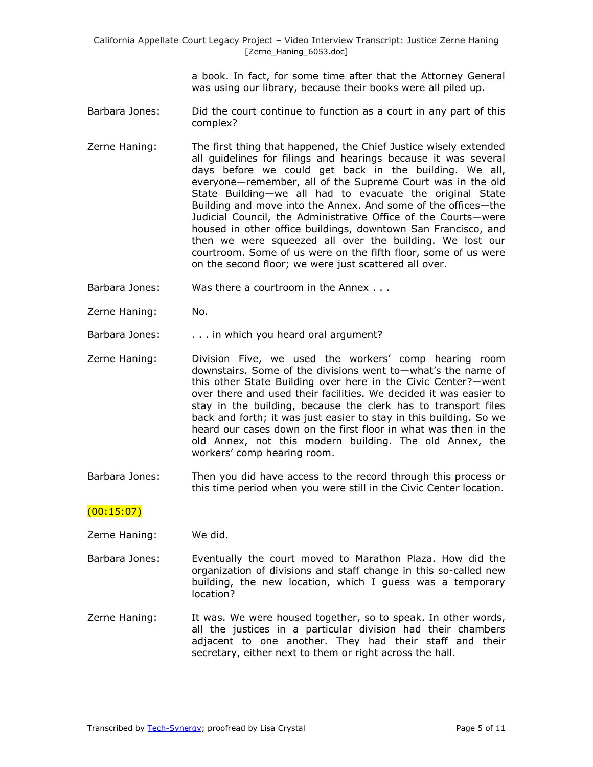a book. In fact, for some time after that the Attorney General was using our library, because their books were all piled up.

Barbara Jones: Did the court continue to function as a court in any part of this complex?

Zerne Haning: The first thing that happened, the Chief Justice wisely extended all guidelines for filings and hearings because it was several days before we could get back in the building. We all, everyone—remember, all of the Supreme Court was in the old State Building—we all had to evacuate the original State Building and move into the Annex. And some of the offices—the Judicial Council, the Administrative Office of the Courts—were housed in other office buildings, downtown San Francisco, and then we were squeezed all over the building. We lost our courtroom. Some of us were on the fifth floor, some of us were on the second floor; we were just scattered all over.

Barbara Jones: Was there a courtroom in the Annex . . .

Zerne Haning: No.

Barbara Jones: . . . in which you heard oral argument?

Zerne Haning: Division Five, we used the workers' comp hearing room downstairs. Some of the divisions went to—what's the name of this other State Building over here in the Civic Center?—went over there and used their facilities. We decided it was easier to stay in the building, because the clerk has to transport files back and forth; it was just easier to stay in this building. So we heard our cases down on the first floor in what was then in the old Annex, not this modern building. The old Annex, the workers' comp hearing room.

Barbara Jones: Then you did have access to the record through this process or this time period when you were still in the Civic Center location.

(00:15:07)

Zerne Haning: We did.

Barbara Jones: Eventually the court moved to Marathon Plaza. How did the organization of divisions and staff change in this so-called new building, the new location, which I guess was a temporary location?

Zerne Haning: It was. We were housed together, so to speak. In other words, all the justices in a particular division had their chambers adjacent to one another. They had their staff and their secretary, either next to them or right across the hall.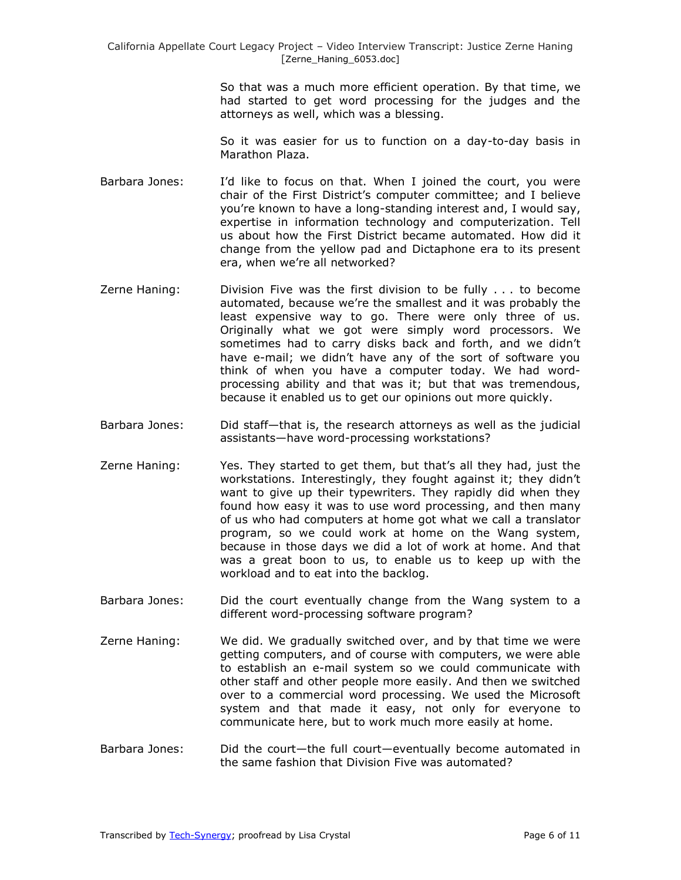So that was a much more efficient operation. By that time, we had started to get word processing for the judges and the attorneys as well, which was a blessing.

So it was easier for us to function on a day-to-day basis in Marathon Plaza.

**Barbara Jones:** I'd like to focus on that. When I joined the court, you were chair of the First District's computer committee; and I believe you're known to have a long-standing interest and, I would say, expertise in information technology and computerization. Tell us about how the First District became automated. How did it change from the yellow pad and Dictaphone era to its present era, when we're all networked?

**Zerne Haning:** Division Five was the first division to be fully . . . to become automated, because we're the smallest and it was probably the least expensive way to go. There were only three of us. Originally what we got were simply word processors. We sometimes had to carry disks back and forth, and we didn't have e-mail; we didn't have any of the sort of software you think of when you have a computer today. We had word-processing ability and that was it; but that was tremendous, because it enabled us to get our opinions out more quickly.

**Barbara Jones:** Did staff—that is, the research attorneys as well as the judicial assistants—have word-processing workstations?

**Zerne Haning:** Yes. They started to get them, but that's all they had, just the workstations. Interestingly, they fought against it; they didn't want to give up their typewriters. They rapidly did when they found how easy it was to use word processing, and then many of us who had computers at home got what we call a translator program, so we could work at home on the Wang system, because in those days we did a lot of work at home. And that was a great boon to us, to enable us to keep up with the workload and to eat into the backlog.

**Barbara Jones:** Did the court eventually change from the Wang system to a different word-processing software program?

**Zerne Haning:** We did. We gradually switched over, and by that time we were getting computers, and of course with computers, we were able to establish an e-mail system so we could communicate with other staff and other people more easily. And then we switched over to a commercial word processing. We used the Microsoft system and that made it easy, not only for everyone to communicate here, but to work much more easily at home.

**Barbara Jones:** Did the court—the full court—eventually become automated in the same fashion that Division Five was automated?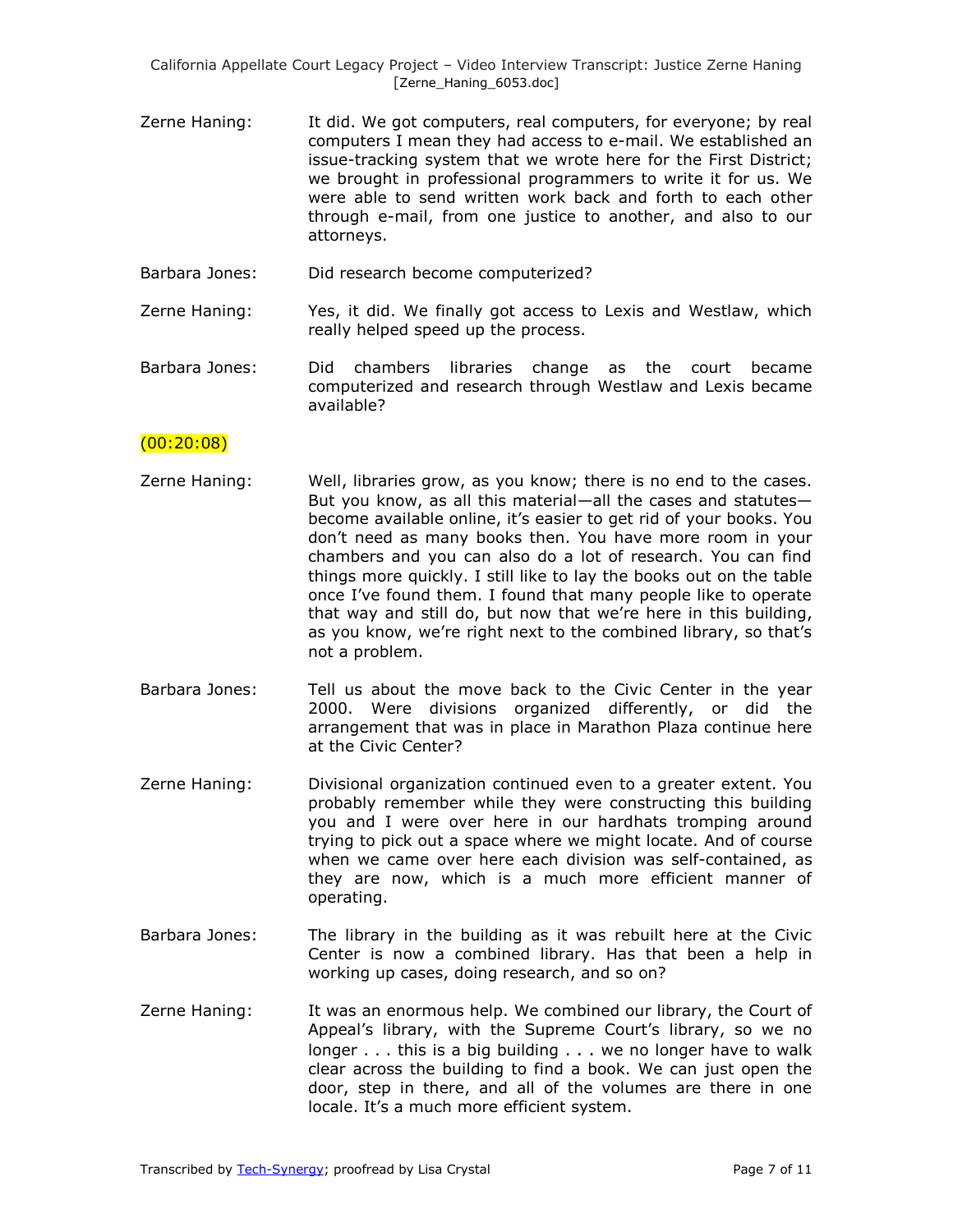Zerne Haning: It did. We got computers, real computers, for everyone; by real computers I mean they had access to e-mail. We established an issue-tracking system that we wrote here for the First District; we brought in professional programmers to write it for us. We were able to send written work back and forth to each other through e-mail, from one justice to another, and also to our attorneys.

Barbara Jones: Did research become computerized?

Zerne Haning: Yes, it did. We finally got access to Lexis and Westlaw, which really helped speed up the process.

Barbara Jones: Did chambers libraries change as the court became computerized and research through Westlaw and Lexis became available?

(00:20:08)

Zerne Haning: Well, libraries grow, as you know; there is no end to the cases. But you know, as all this material—all the cases and statutes—become available online, it's easier to get rid of your books. You don't need as many books then. You have more room in your chambers and you can also do a lot of research. You can find things more quickly. I still like to lay the books out on the table once I've found them. I found that many people like to operate that way and still do, but now that we're here in this building, as you know, we're right next to the combined library, so that's not a problem.

Barbara Jones: Tell us about the move back to the Civic Center in the year 2000. Were divisions organized differently, or did the arrangement that was in place in Marathon Plaza continue here at the Civic Center?

Zerne Haning: Divisional organization continued even to a greater extent. You probably remember while they were constructing this building you and I were over here in our hardhats tromping around trying to pick out a space where we might locate. And of course when we came over here each division was self-contained, as they are now, which is a much more efficient manner of operating.

Barbara Jones: The library in the building as it was rebuilt here at the Civic Center is now a combined library. Has that been a help in working up cases, doing research, and so on?

Zerne Haning: It was an enormous help. We combined our library, the Court of Appeal's library, with the Supreme Court's library, so we no longer . . . this is a big building . . . we no longer have to walk clear across the building to find a book. We can just open the door, step in there, and all of the volumes are there in one locale. It's a much more efficient system.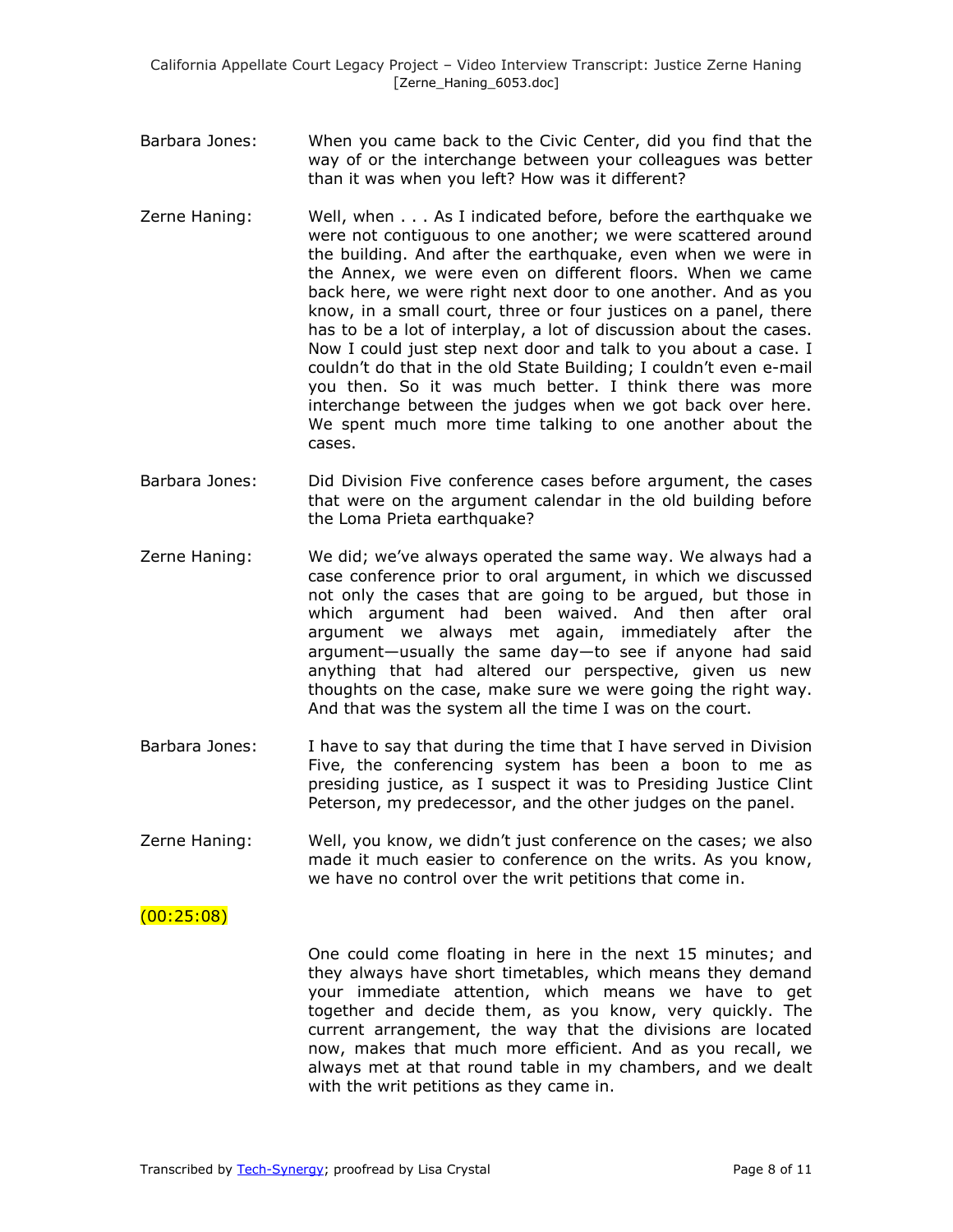Barbara Jones: When you came back to the Civic Center, did you find that the way of or the interchange between your colleagues was better than it was when you left? How was it different?

Zerne Haning: Well, when . . . As I indicated before, before the earthquake we were not contiguous to one another; we were scattered around the building. And after the earthquake, even when we were in the Annex, we were even on different floors. When we came back here, we were right next door to one another. And as you know, in a small court, three or four justices on a panel, there has to be a lot of interplay, a lot of discussion about the cases. Now I could just step next door and talk to you about a case. I couldn't do that in the old State Building; I couldn't even e-mail you then. So it was much better. I think there was more interchange between the judges when we got back over here. We spent much more time talking to one another about the cases.

Barbara Jones: Did Division Five conference cases before argument, the cases that were on the argument calendar in the old building before the Loma Prieta earthquake?

Zerne Haning: We did; we've always operated the same way. We always had a case conference prior to oral argument, in which we discussed not only the cases that are going to be argued, but those in which argument had been waived. And then after oral argument we always met again, immediately after the argument—usually the same day—to see if anyone had said anything that had altered our perspective, given us new thoughts on the case, make sure we were going the right way. And that was the system all the time I was on the court.

Barbara Jones: I have to say that during the time that I have served in Division Five, the conferencing system has been a boon to me as presiding justice, as I suspect it was to Presiding Justice Clint Peterson, my predecessor, and the other judges on the panel.

Zerne Haning: Well, you know, we didn't just conference on the cases; we also made it much easier to conference on the writs. As you know, we have no control over the writ petitions that come in.

(00:25:08)

One could come floating in here in the next 15 minutes; and they always have short timetables, which means they demand your immediate attention, which means we have to get together and decide them, as you know, very quickly. The current arrangement, the way that the divisions are located now, makes that much more efficient. And as you recall, we always met at that round table in my chambers, and we dealt with the writ petitions as they came in.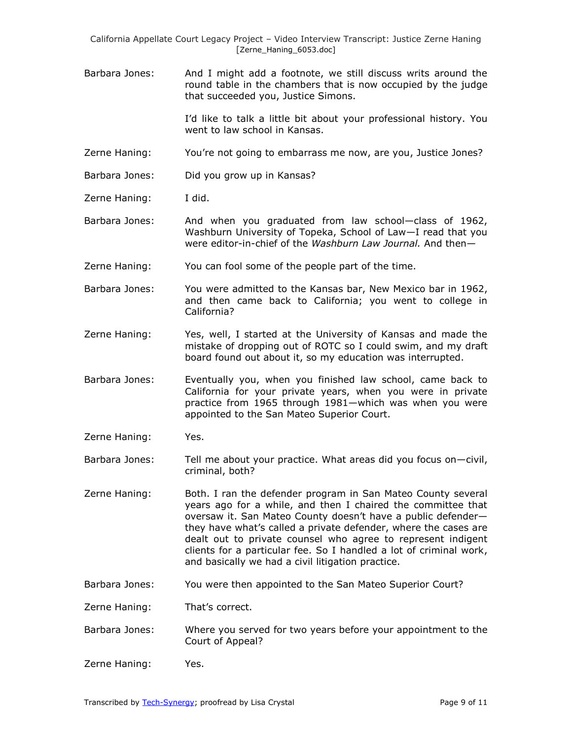Barbara Jones: And I might add a footnote, we still discuss writs around the round table in the chambers that is now occupied by the judge that succeeded you, Justice Simons.

I'd like to talk a little bit about your professional history. You went to law school in Kansas.

Zerne Haning: You're not going to embarrass me now, are you, Justice Jones?

Barbara Jones: Did you grow up in Kansas?

Zerne Haning: I did.

Barbara Jones: And when you graduated from law school—class of 1962, Washburn University of Topeka, School of Law—I read that you were editor-in-chief of the *Washburn Law Journal.* And then—

Zerne Haning: You can fool some of the people part of the time.

Barbara Jones: You were admitted to the Kansas bar, New Mexico bar in 1962, and then came back to California; you went to college in California?

Zerne Haning: Yes, well, I started at the University of Kansas and made the mistake of dropping out of ROTC so I could swim, and my draft board found out about it, so my education was interrupted.

Barbara Jones: Eventually you, when you finished law school, came back to California for your private years, when you were in private practice from 1965 through 1981—which was when you were appointed to the San Mateo Superior Court.

Zerne Haning: Yes.

Barbara Jones: Tell me about your practice. What areas did you focus on—civil, criminal, both?

Zerne Haning: Both. I ran the defender program in San Mateo County several years ago for a while, and then I chaired the committee that oversaw it. San Mateo County doesn't have a public defender—they have what's called a private defender, where the cases are dealt out to private counsel who agree to represent indigent clients for a particular fee. So I handled a lot of criminal work, and basically we had a civil litigation practice.

Barbara Jones: You were then appointed to the San Mateo Superior Court?

Zerne Haning: That's correct.

Barbara Jones: Where you served for two years before your appointment to the Court of Appeal?

Zerne Haning: Yes.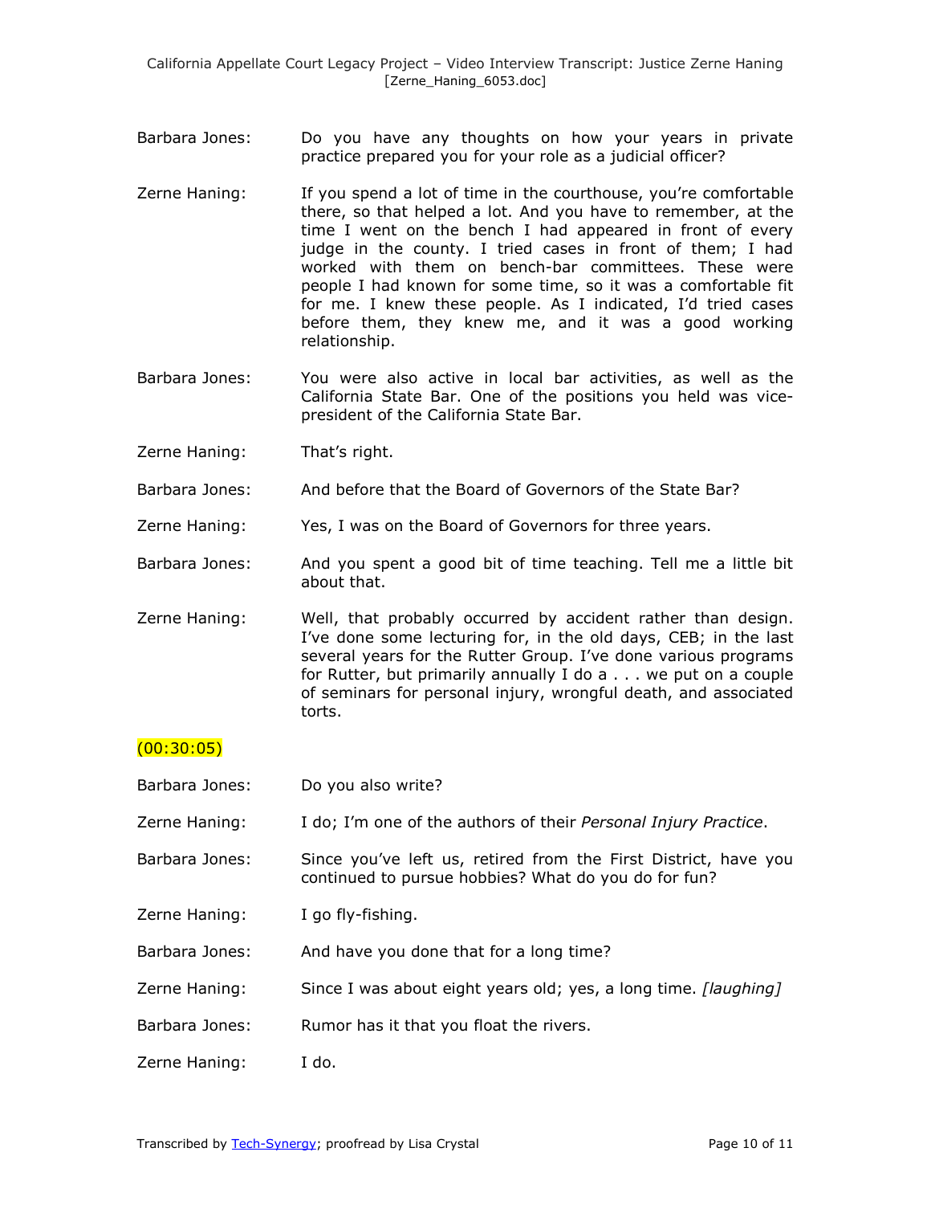Barbara Jones: Do you have any thoughts on how your years in private practice prepared you for your role as a judicial officer?

Zerne Haning: If you spend a lot of time in the courthouse, you're comfortable there, so that helped a lot. And you have to remember, at the time I went on the bench I had appeared in front of every judge in the county. I tried cases in front of them; I had worked with them on bench-bar committees. These were people I had known for some time, so it was a comfortable fit for me. I knew these people. As I indicated, I'd tried cases before them, they knew me, and it was a good working relationship.

Barbara Jones: You were also active in local bar activities, as well as the California State Bar. One of the positions you held was vice-president of the California State Bar.

Zerne Haning: That's right.

Barbara Jones: And before that the Board of Governors of the State Bar?

Zerne Haning: Yes, I was on the Board of Governors for three years.

Barbara Jones: And you spent a good bit of time teaching. Tell me a little bit about that.

Zerne Haning: Well, that probably occurred by accident rather than design. I've done some lecturing for, in the old days, CEB; in the last several years for the Rutter Group. I've done various programs for Rutter, but primarily annually I do a . . . we put on a couple of seminars for personal injury, wrongful death, and associated torts.

(00:30:05)

Barbara Jones: Do you also write?

Zerne Haning: I do; I'm one of the authors of their *Personal Injury Practice*.

Barbara Jones: Since you've left us, retired from the First District, have you continued to pursue hobbies? What do you do for fun?

Zerne Haning: I go fly-fishing.

Barbara Jones: And have you done that for a long time?

Zerne Haning: Since I was about eight years old; yes, a long time. *[laughing]*

Barbara Jones: Rumor has it that you float the rivers.

Zerne Haning: I do.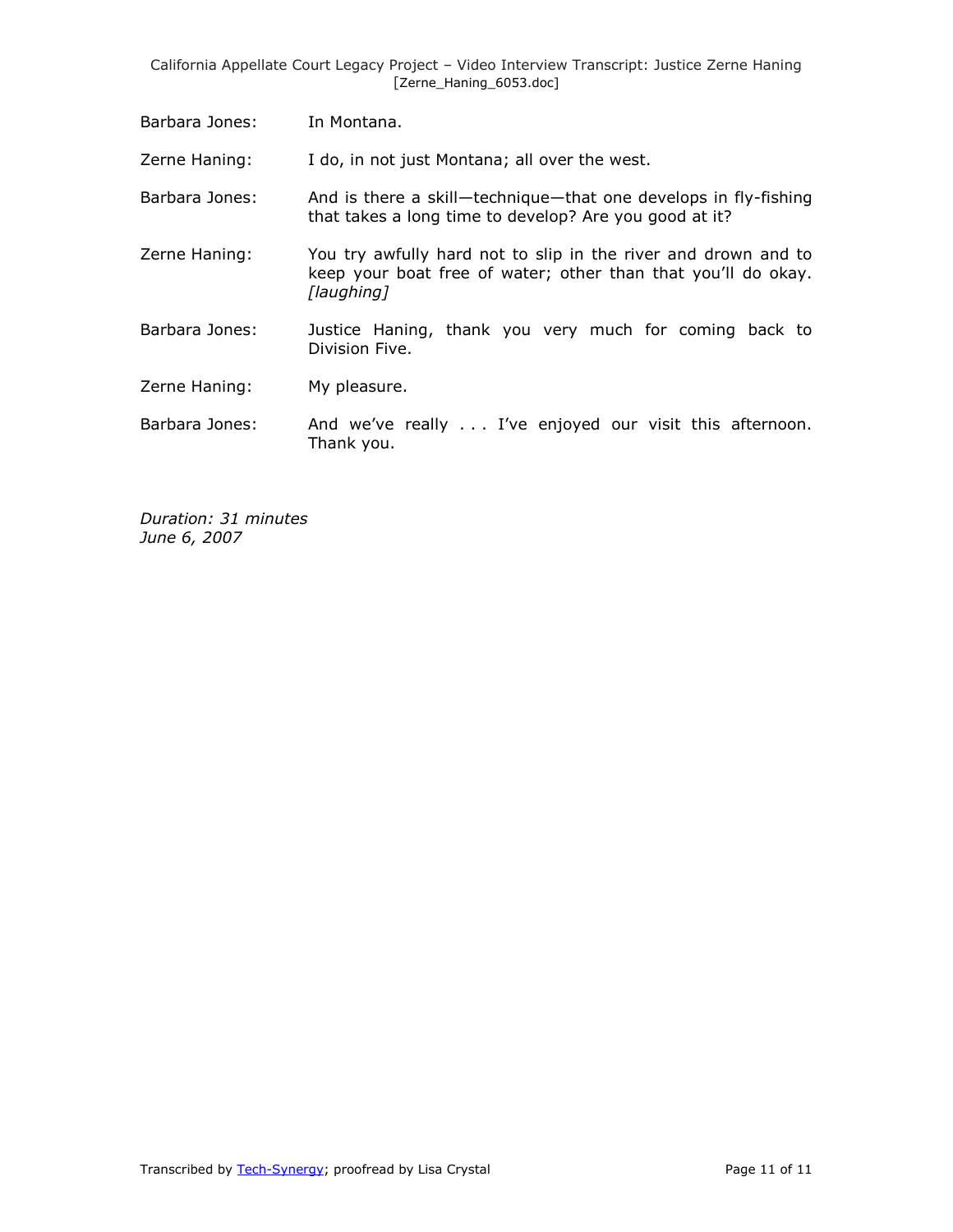Barbara Jones: In Montana.

Zerne Haning: I do, in not just Montana; all over the west.

Barbara Jones: And is there a skill—technique—that one develops in fly-fishing that takes a long time to develop? Are you good at it?

Zerne Haning: You try awfully hard not to slip in the river and drown and to keep your boat free of water; other than that you'll do okay. *[laughing]*

Barbara Jones: Justice Haning, thank you very much for coming back to Division Five.

Zerne Haning: My pleasure.

Barbara Jones: And we've really . . . I've enjoyed our visit this afternoon. Thank you.

*Duration: 31 minutes*
*June 6, 2007*